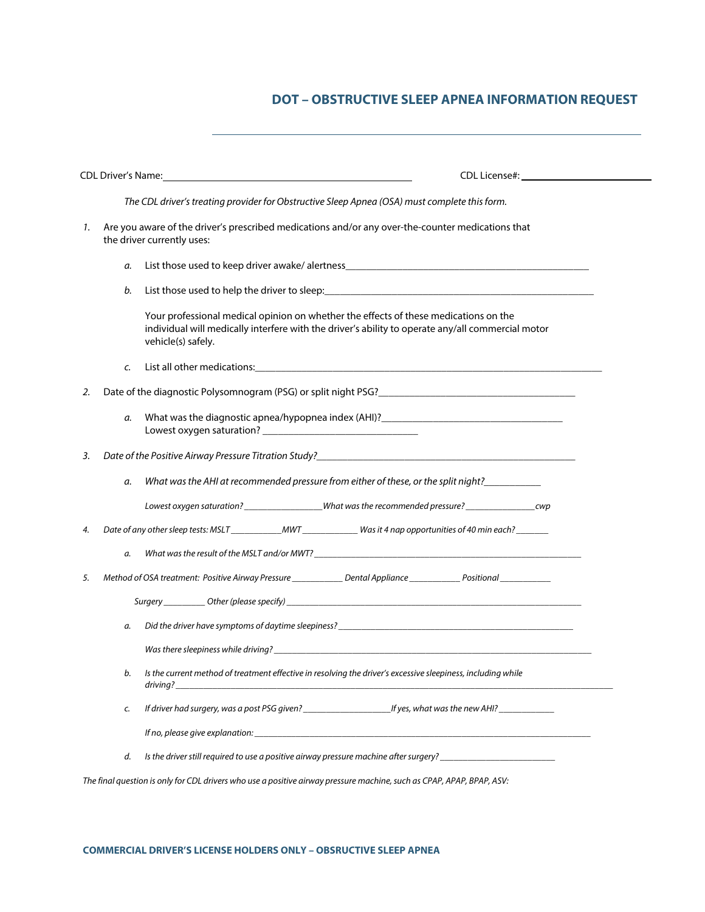# DOT – OBSTRUCTIVE SLEEP APNEA INFORMATION REQUEST

CDL Driver's Name: ______________________________ CDL License#: ______________________

*The CDL driver's treating provider for Obstructive Sleep Apnea (OSA) must complete this form.*

1. Are you aware of the driver's prescribed medications and/or any over-the-counter medications that the driver currently uses:

   a. List those used to keep driver awake/ alertness______________________________

   b. List those used to help the driver to sleep:______________________________

   Your professional medical opinion on whether the effects of these medications on the individual will medically interfere with the driver's ability to operate any/all commercial motor vehicle(s) safely.

   c. List all other medications:______________________________

2. Date of the diagnostic Polysomnogram (PSG) or split night PSG?______________________________

   a. What was the diagnostic apnea/hypopnea index (AHI)?______________________________
   Lowest oxygen saturation? ______________________________

3. *Date of the Positive Airway Pressure Titration Study?______________________________*

   a. *What was the AHI at recommended pressure from either of these, or the split night?___________*

   *Lowest oxygen saturation? _________________What was the recommended pressure? _______________cwp*

4. *Date of any other sleep tests: MSLT ___________MWT ____________ Was it 4 nap opportunities of 40 min each? _______*

   a. *What was the result of the MSLT and/or MWT? ______________________________*

5. *Method of OSA treatment: Positive Airway Pressure ___________ Dental Appliance ___________ Positional ___________*

   *Surgery _________ Other (please specify) ______________________________*

   a. *Did the driver have symptoms of daytime sleepiness? ______________________________*

   *Was there sleepiness while driving? ______________________________*

   b. *Is the current method of treatment effective in resolving the driver's excessive sleepiness, including while driving? ______________________________*

   c. *If driver had surgery, was a post PSG given? ___________________If yes, what was the new AHI? ____________*

   *If no, please give explanation: ______________________________*

   d. *Is the driver still required to use a positive airway pressure machine after surgery? ________________________*

*The final question is only for CDL drivers who use a positive airway pressure machine, such as CPAP, APAP, BPAP, ASV:*

**COMMERCIAL DRIVER'S LICENSE HOLDERS ONLY – OBSRUCTIVE SLEEP APNEA**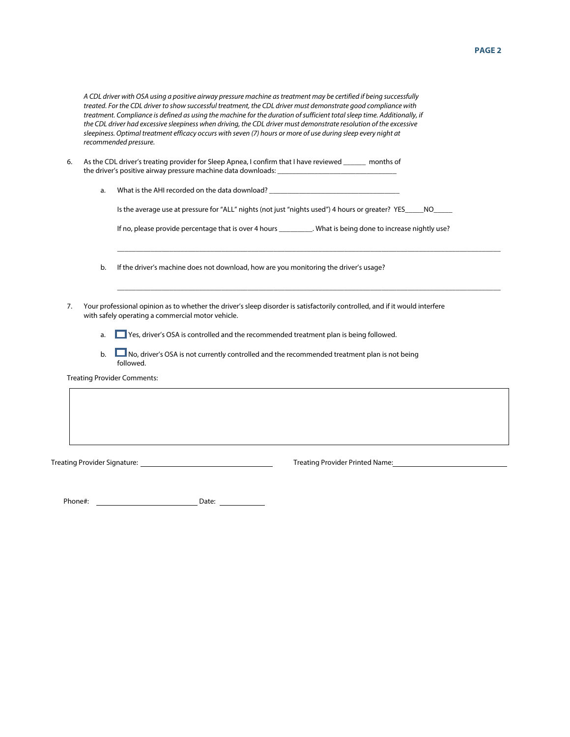*A CDL driver with OSA using a positive airway pressure machine as treatment may be certified if being successfully treated. For the CDL driver to show successful treatment, the CDL driver must demonstrate good compliance with treatment. Compliance is defined as using the machine for the duration of sufficient total sleep time. Additionally, if the CDL driver had excessive sleepiness when driving, the CDL driver must demonstrate resolution of the excessive sleepiness. Optimal treatment efficacy occurs with seven (7) hours or more of use during sleep every night at recommended pressure.*

6. As the CDL driver's treating provider for Sleep Apnea, I confirm that I have reviewed ______ months of the driver's positive airway pressure machine data downloads: ________________________________

   a. What is the AHI recorded on the data download? ___________________________________

      Is the average use at pressure for "ALL" nights (not just "nights used") 4 hours or greater? YES_____NO_____

      If no, please provide percentage that is over 4 hours _________. What is being done to increase nightly use?

      ____________________________________________________________________________________________

   b. If the driver's machine does not download, how are you monitoring the driver's usage?

      ____________________________________________________________________________________________

7. Your professional opinion as to whether the driver's sleep disorder is satisfactorily controlled, and if it would interfere with safely operating a commercial motor vehicle.

   a. ☐ Yes, driver's OSA is controlled and the recommended treatment plan is being followed.

   b. ☐ No, driver's OSA is not currently controlled and the recommended treatment plan is not being followed.

Treating Provider Comments:

| |
|---|
| |

Treating Provider Signature: ___________________________ Treating Provider Printed Name: ___________________________

Phone#: ___________________________ Date: ____________